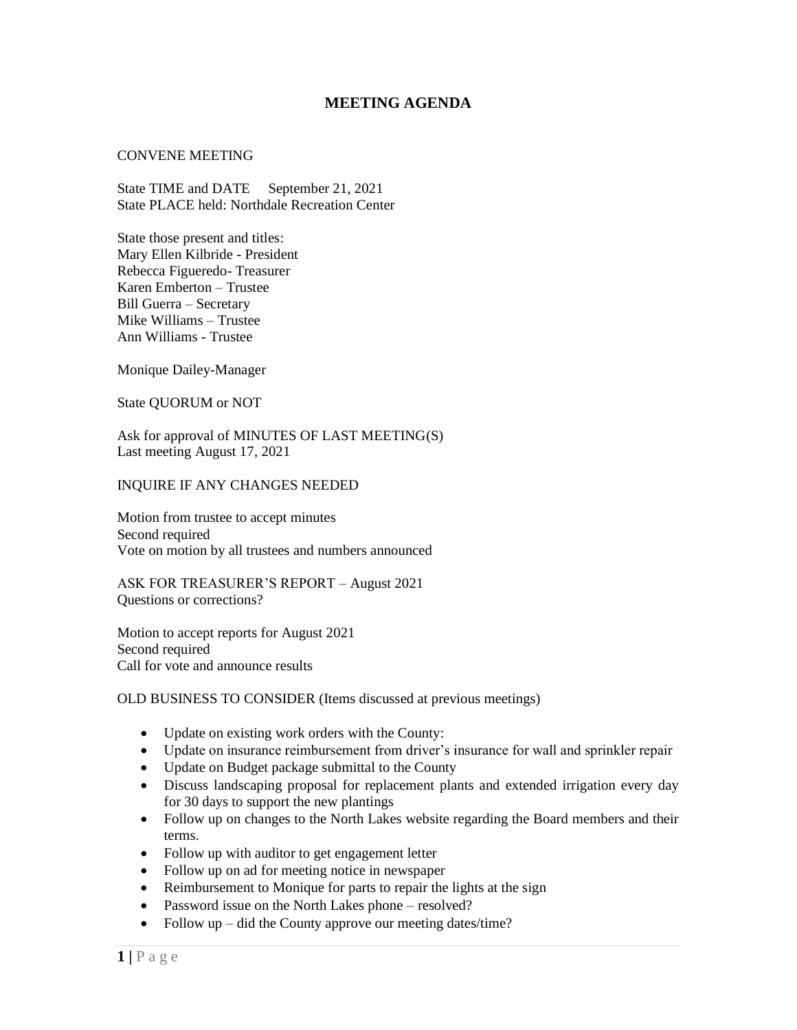# MEETING AGENDA

CONVENE MEETING

State TIME and DATE September 21, 2021
State PLACE held: Northdale Recreation Center

State those present and titles:
Mary Ellen Kilbride - President
Rebecca Figueredo- Treasurer
Karen Emberton – Trustee
Bill Guerra – Secretary
Mike Williams – Trustee
Ann Williams - Trustee

Monique Dailey-Manager

State QUORUM or NOT

Ask for approval of MINUTES OF LAST MEETING(S)
Last meeting August 17, 2021

INQUIRE IF ANY CHANGES NEEDED

Motion from trustee to accept minutes
Second required
Vote on motion by all trustees and numbers announced

ASK FOR TREASURER'S REPORT – August 2021
Questions or corrections?

Motion to accept reports for August 2021
Second required
Call for vote and announce results

OLD BUSINESS TO CONSIDER (Items discussed at previous meetings)

- Update on existing work orders with the County:
- Update on insurance reimbursement from driver's insurance for wall and sprinkler repair
- Update on Budget package submittal to the County
- Discuss landscaping proposal for replacement plants and extended irrigation every day for 30 days to support the new plantings
- Follow up on changes to the North Lakes website regarding the Board members and their terms.
- Follow up with auditor to get engagement letter
- Follow up on ad for meeting notice in newspaper
- Reimbursement to Monique for parts to repair the lights at the sign
- Password issue on the North Lakes phone – resolved?
- Follow up – did the County approve our meeting dates/time?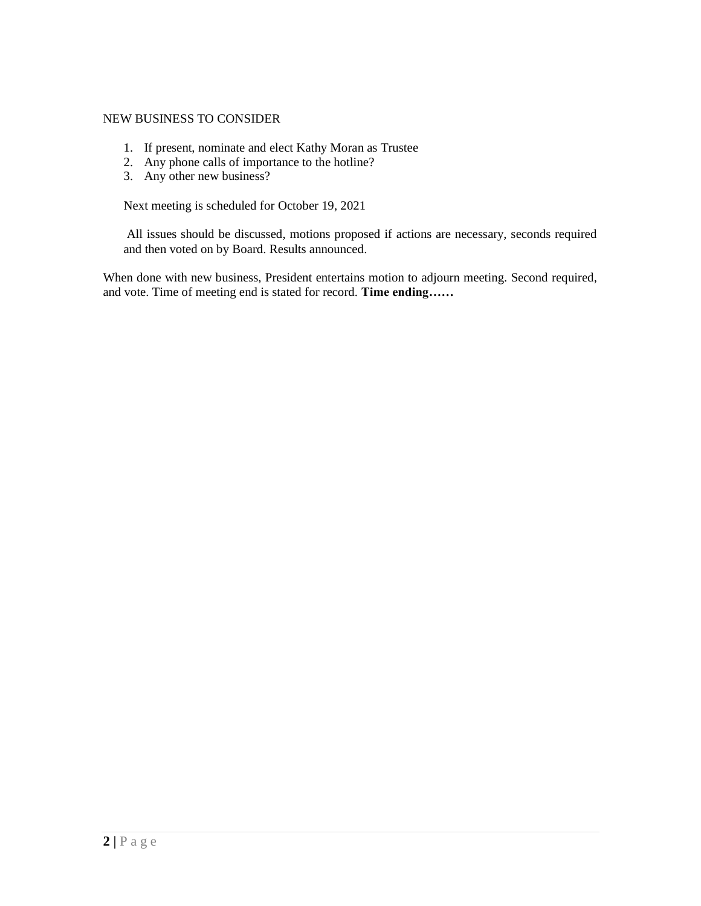NEW BUSINESS TO CONSIDER

1. If present, nominate and elect Kathy Moran as Trustee
2. Any phone calls of importance to the hotline?
3. Any other new business?

Next meeting is scheduled for October 19, 2021

All issues should be discussed, motions proposed if actions are necessary, seconds required and then voted on by Board. Results announced.

When done with new business, President entertains motion to adjourn meeting. Second required, and vote. Time of meeting end is stated for record. **Time ending……**